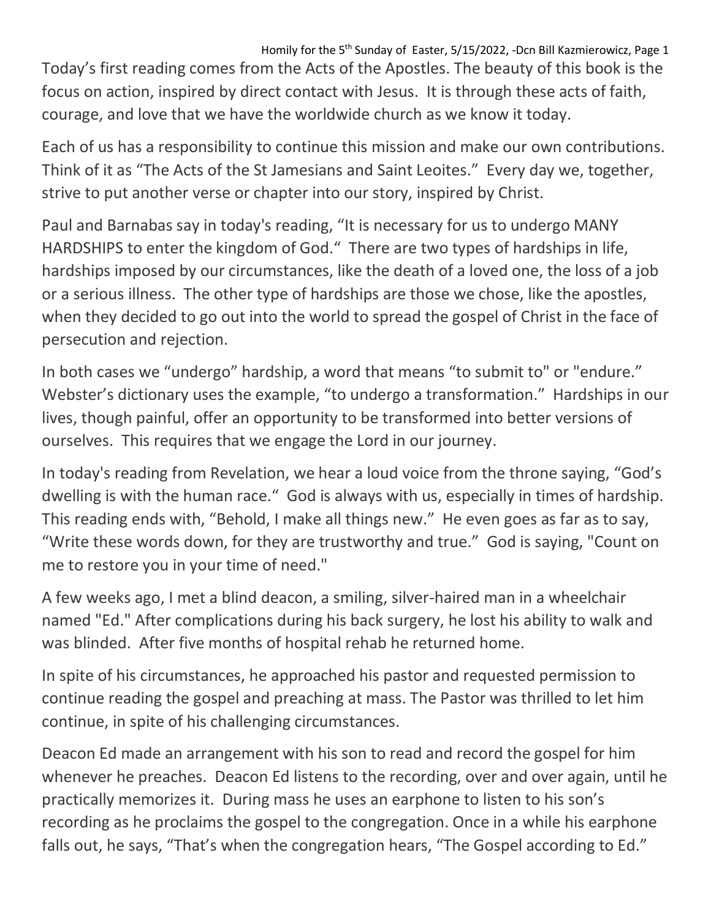Today's first reading comes from the Acts of the Apostles. The beauty of this book is the focus on action, inspired by direct contact with Jesus. It is through these acts of faith, courage, and love that we have the worldwide church as we know it today.

Each of us has a responsibility to continue this mission and make our own contributions. Think of it as "The Acts of the St Jamesians and Saint Leoites." Every day we, together, strive to put another verse or chapter into our story, inspired by Christ.

Paul and Barnabas say in today's reading, "It is necessary for us to undergo MANY HARDSHIPS to enter the kingdom of God." There are two types of hardships in life, hardships imposed by our circumstances, like the death of a loved one, the loss of a job or a serious illness. The other type of hardships are those we chose, like the apostles, when they decided to go out into the world to spread the gospel of Christ in the face of persecution and rejection.

In both cases we "undergo" hardship, a word that means "to submit to" or "endure." Webster's dictionary uses the example, "to undergo a transformation." Hardships in our lives, though painful, offer an opportunity to be transformed into better versions of ourselves. This requires that we engage the Lord in our journey.

In today's reading from Revelation, we hear a loud voice from the throne saying, "God's dwelling is with the human race." God is always with us, especially in times of hardship. This reading ends with, "Behold, I make all things new." He even goes as far as to say, "Write these words down, for they are trustworthy and true." God is saying, "Count on me to restore you in your time of need."

A few weeks ago, I met a blind deacon, a smiling, silver-haired man in a wheelchair named "Ed." After complications during his back surgery, he lost his ability to walk and was blinded. After five months of hospital rehab he returned home.

In spite of his circumstances, he approached his pastor and requested permission to continue reading the gospel and preaching at mass. The Pastor was thrilled to let him continue, in spite of his challenging circumstances.

Deacon Ed made an arrangement with his son to read and record the gospel for him whenever he preaches. Deacon Ed listens to the recording, over and over again, until he practically memorizes it. During mass he uses an earphone to listen to his son's recording as he proclaims the gospel to the congregation. Once in a while his earphone falls out, he says, "That's when the congregation hears, "The Gospel according to Ed."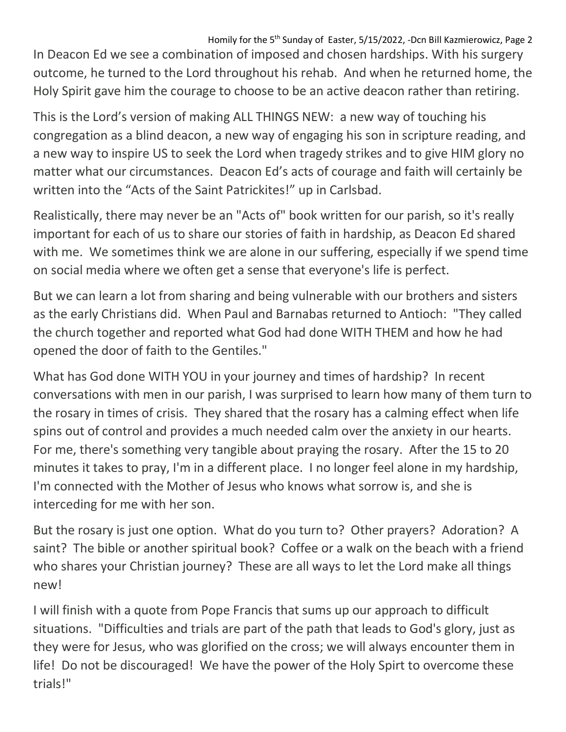In Deacon Ed we see a combination of imposed and chosen hardships. With his surgery outcome, he turned to the Lord throughout his rehab. And when he returned home, the Holy Spirit gave him the courage to choose to be an active deacon rather than retiring.

This is the Lord's version of making ALL THINGS NEW: a new way of touching his congregation as a blind deacon, a new way of engaging his son in scripture reading, and a new way to inspire US to seek the Lord when tragedy strikes and to give HIM glory no matter what our circumstances. Deacon Ed's acts of courage and faith will certainly be written into the "Acts of the Saint Patrickites!" up in Carlsbad.

Realistically, there may never be an "Acts of" book written for our parish, so it's really important for each of us to share our stories of faith in hardship, as Deacon Ed shared with me. We sometimes think we are alone in our suffering, especially if we spend time on social media where we often get a sense that everyone's life is perfect.

But we can learn a lot from sharing and being vulnerable with our brothers and sisters as the early Christians did. When Paul and Barnabas returned to Antioch: "They called the church together and reported what God had done WITH THEM and how he had opened the door of faith to the Gentiles."

What has God done WITH YOU in your journey and times of hardship? In recent conversations with men in our parish, I was surprised to learn how many of them turn to the rosary in times of crisis. They shared that the rosary has a calming effect when life spins out of control and provides a much needed calm over the anxiety in our hearts. For me, there's something very tangible about praying the rosary. After the 15 to 20 minutes it takes to pray, I'm in a different place. I no longer feel alone in my hardship, I'm connected with the Mother of Jesus who knows what sorrow is, and she is interceding for me with her son.

But the rosary is just one option. What do you turn to? Other prayers? Adoration? A saint? The bible or another spiritual book? Coffee or a walk on the beach with a friend who shares your Christian journey? These are all ways to let the Lord make all things new!

I will finish with a quote from Pope Francis that sums up our approach to difficult situations. "Difficulties and trials are part of the path that leads to God's glory, just as they were for Jesus, who was glorified on the cross; we will always encounter them in life! Do not be discouraged! We have the power of the Holy Spirt to overcome these trials!"